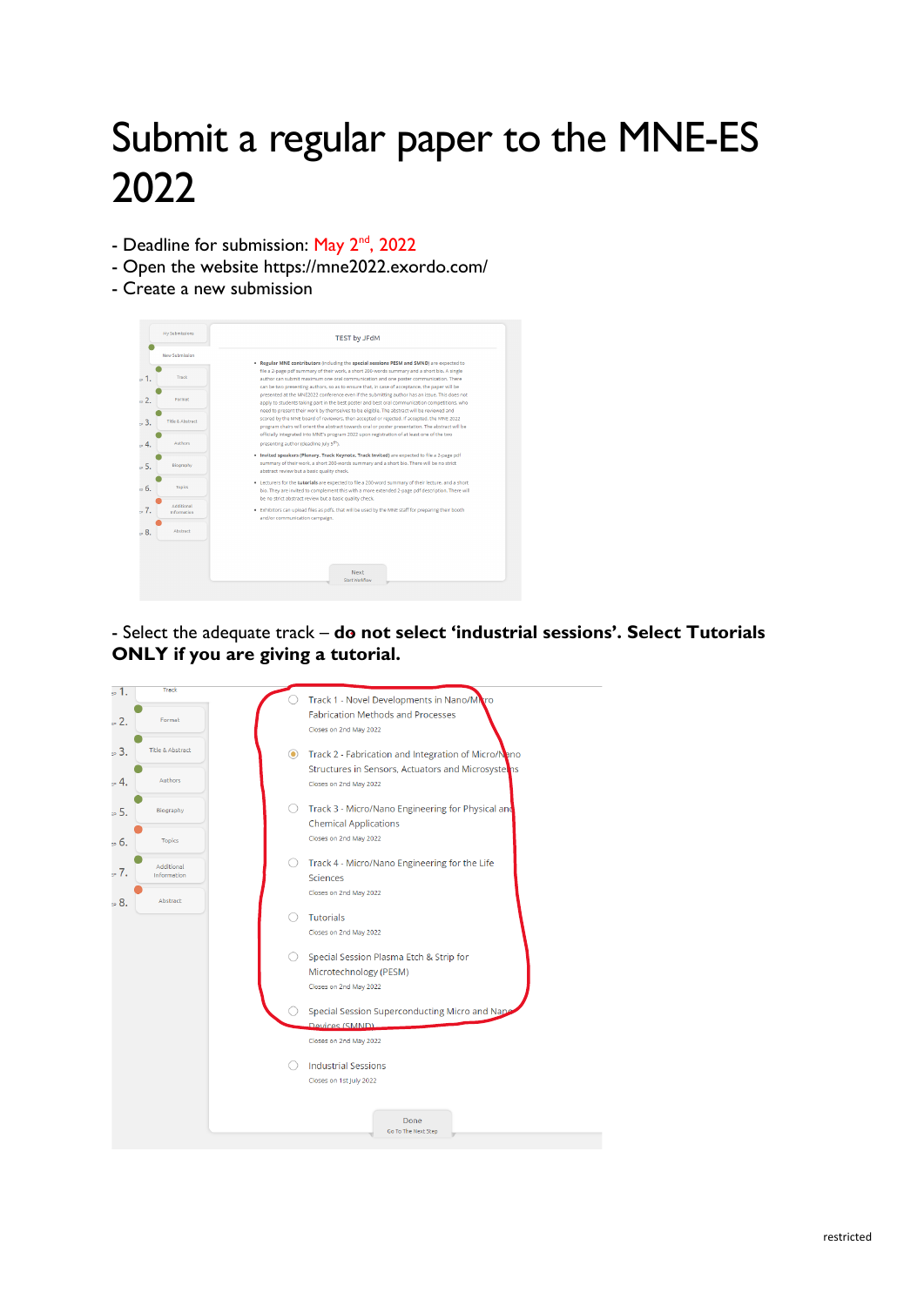# Submit a regular paper to the MNE-ES 2022

- Deadline for submission: May 2nd, 2022
- Open the website https://mne2022.exordo.com/
- Create a new submission

- Select the adequate track – **do not select 'industrial sessions'. Select Tutorials ONLY if you are giving a tutorial.**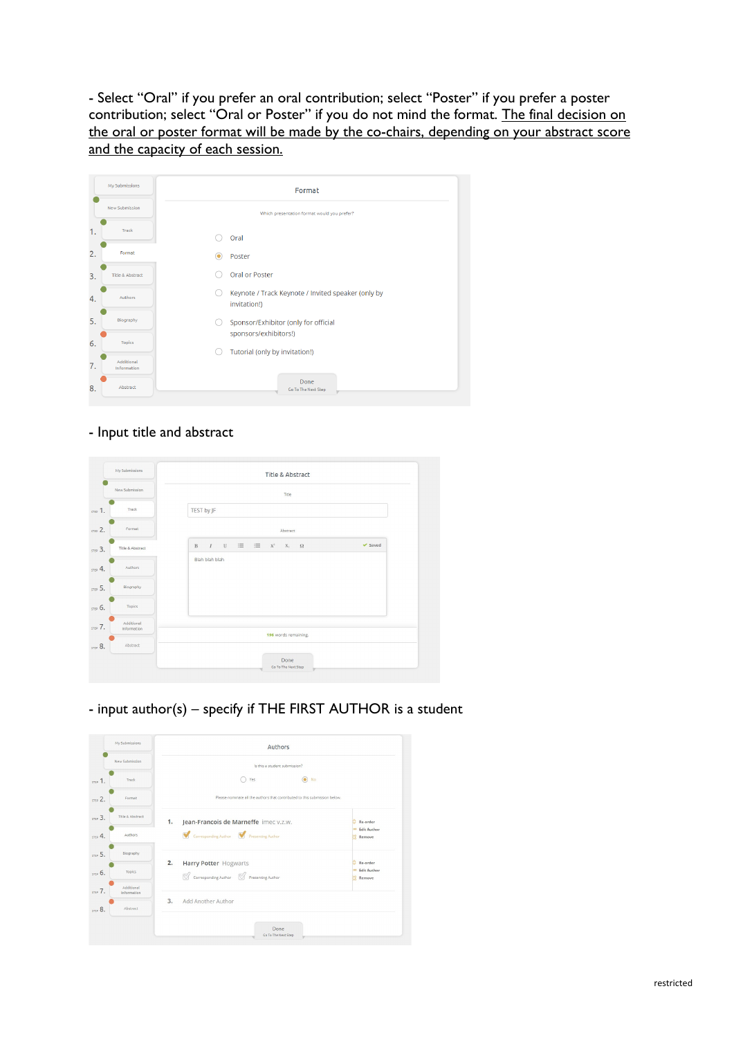- Select “Oral” if you prefer an oral contribution; select “Poster” if you prefer a poster contribution; select “Oral or Poster” if you do not mind the format. The final decision on the oral or poster format will be made by the co-chairs, depending on your abstract score and the capacity of each session.

- Input title and abstract

- input author(s) – specify if THE FIRST AUTHOR is a student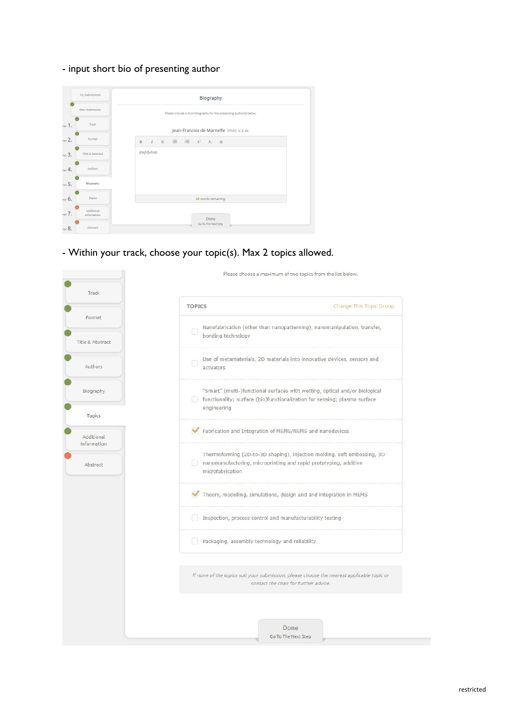- input short bio of presenting author

Biography

Please include a short biography for the presenting author(s) below.

Jean-Francois de Marneffe imec v.z.w.

jhkjhfjvhlah

48 words remaining.

Done
Go To The Next Step

- Within your track, choose your topic(s). Max 2 topics allowed.

Please choose a maximum of two topics from the list below.

TOPICS — Change This Topic Group

- [ ] Nanofabrication (other than nanopatterning), nanomanipulation, transfer, bonding technology
- [ ] Use of metamaterials, 2D materials into innovative devices, sensors and actuators
- [ ] "Smart" (multi-)functional surfaces with wetting, optical and/or biological functionality; surface (bio)functionalization for sensing; plasma surface engineering
- [x] Fabrication and Integration of MEMS/NEMS and nanodevices
- [ ] Thermoforming (2D-to-3D shaping), injection molding, soft embossing, 3D nanomanufacturing, microprinting and rapid prototyping, additive microfabrication
- [x] Theory, modelling, simulations, design and and integration in MEMS
- [ ] Inspection, process control and manufacturability testing
- [ ] Packaging, assembly technology and reliability

*If none of the topics suit your submission, please choose the nearest applicable topic or contact the chair for further advice.*

Done
Go To The Next Step

restricted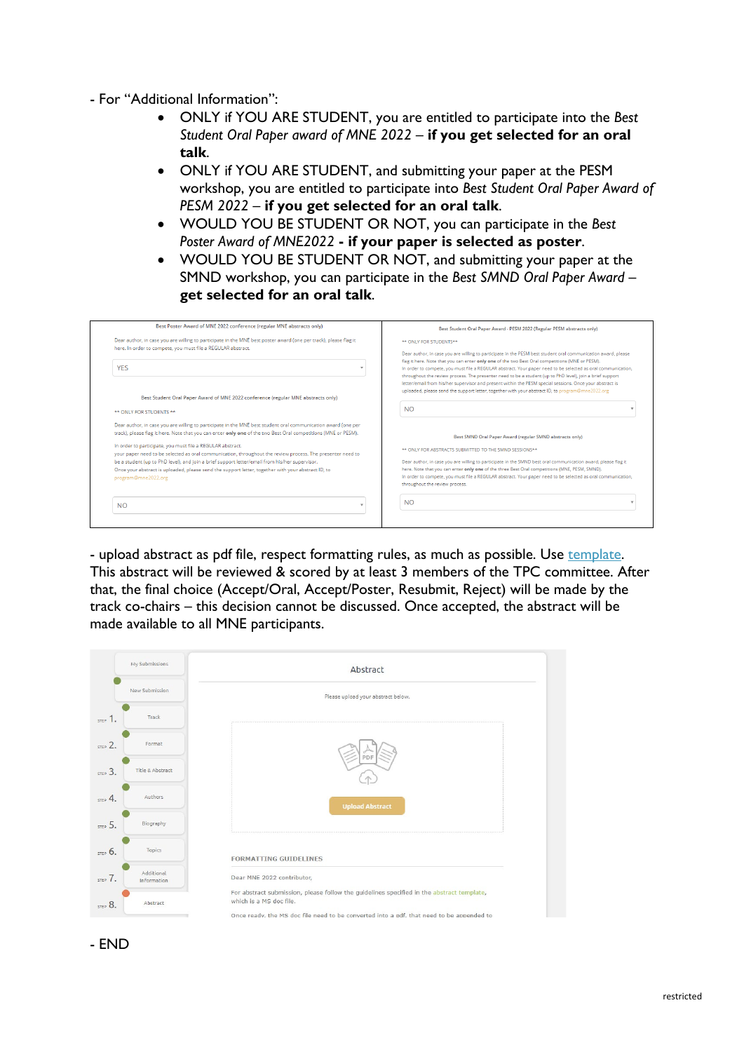- For "Additional Information":

- ONLY if YOU ARE STUDENT, you are entitled to participate into the *Best Student Oral Paper award of MNE 2022* – **if you get selected for an oral talk**.
- ONLY if YOU ARE STUDENT, and submitting your paper at the PESM workshop, you are entitled to participate into *Best Student Oral Paper Award of PESM 2022* – **if you get selected for an oral talk**.
- WOULD YOU BE STUDENT OR NOT, you can participate in the *Best Poster Award of MNE2022* - **if your paper is selected as poster**.
- WOULD YOU BE STUDENT OR NOT, and submitting your paper at the SMND workshop, you can participate in the *Best SMND Oral Paper Award* – **get selected for an oral talk**.

- upload abstract as pdf file, respect formatting rules, as much as possible. Use template. This abstract will be reviewed & scored by at least 3 members of the TPC committee. After that, the final choice (Accept/Oral, Accept/Poster, Resubmit, Reject) will be made by the track co-chairs – this decision cannot be discussed. Once accepted, the abstract will be made available to all MNE participants.

- END